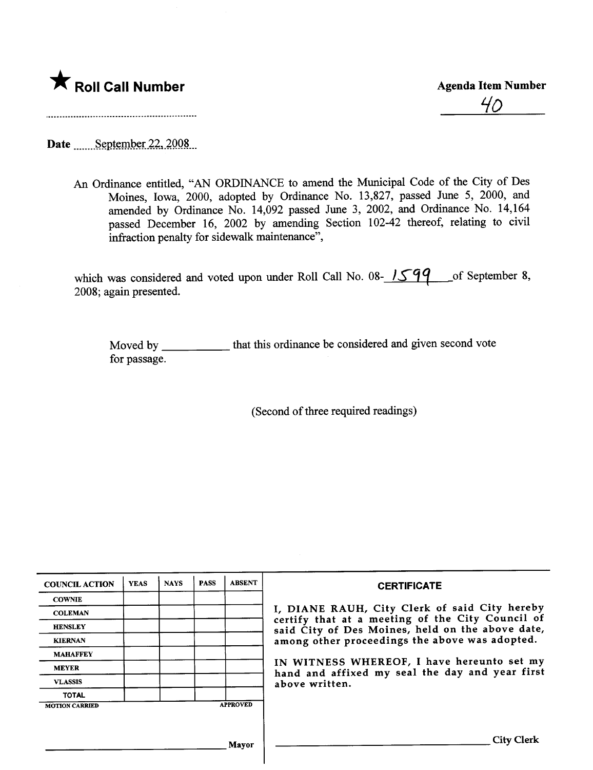★ **Roll Call Number**

**Agenda Item Number**

40

Date September 22, 2008

An Ordinance entitled, "AN ORDINANCE to amend the Municipal Code of the City of Des Moines, Iowa, 2000, adopted by Ordinance No. 13,827, passed June 5, 2000, and amended by Ordinance No. 14,092 passed June 3, 2002, and Ordinance No. 14,164 passed December 16, 2002 by amending Section 102-42 thereof, relating to civil infraction penalty for sidewalk maintenance",

which was considered and voted upon under Roll Call No. 08-1599 of September 8, 2008; again presented.

Moved by ___________ that this ordinance be considered and given second vote for passage.

(Second of three required readings)

| COUNCIL ACTION | YEAS | NAYS | PASS | ABSENT |
|---|---|---|---|---|
| COWNIE | | | | |
| COLEMAN | | | | |
| HENSLEY | | | | |
| KIERNAN | | | | |
| MAHAFFEY | | | | |
| MEYER | | | | |
| VLASSIS | | | | |
| TOTAL | | | | |

MOTION CARRIED APPROVED

_______________________ Mayor

**CERTIFICATE**

I, DIANE RAUH, City Clerk of said City hereby certify that at a meeting of the City Council of said City of Des Moines, held on the above date, among other proceedings the above was adopted.

IN WITNESS WHEREOF, I have hereunto set my hand and affixed my seal the day and year first above written.

_______________________ City Clerk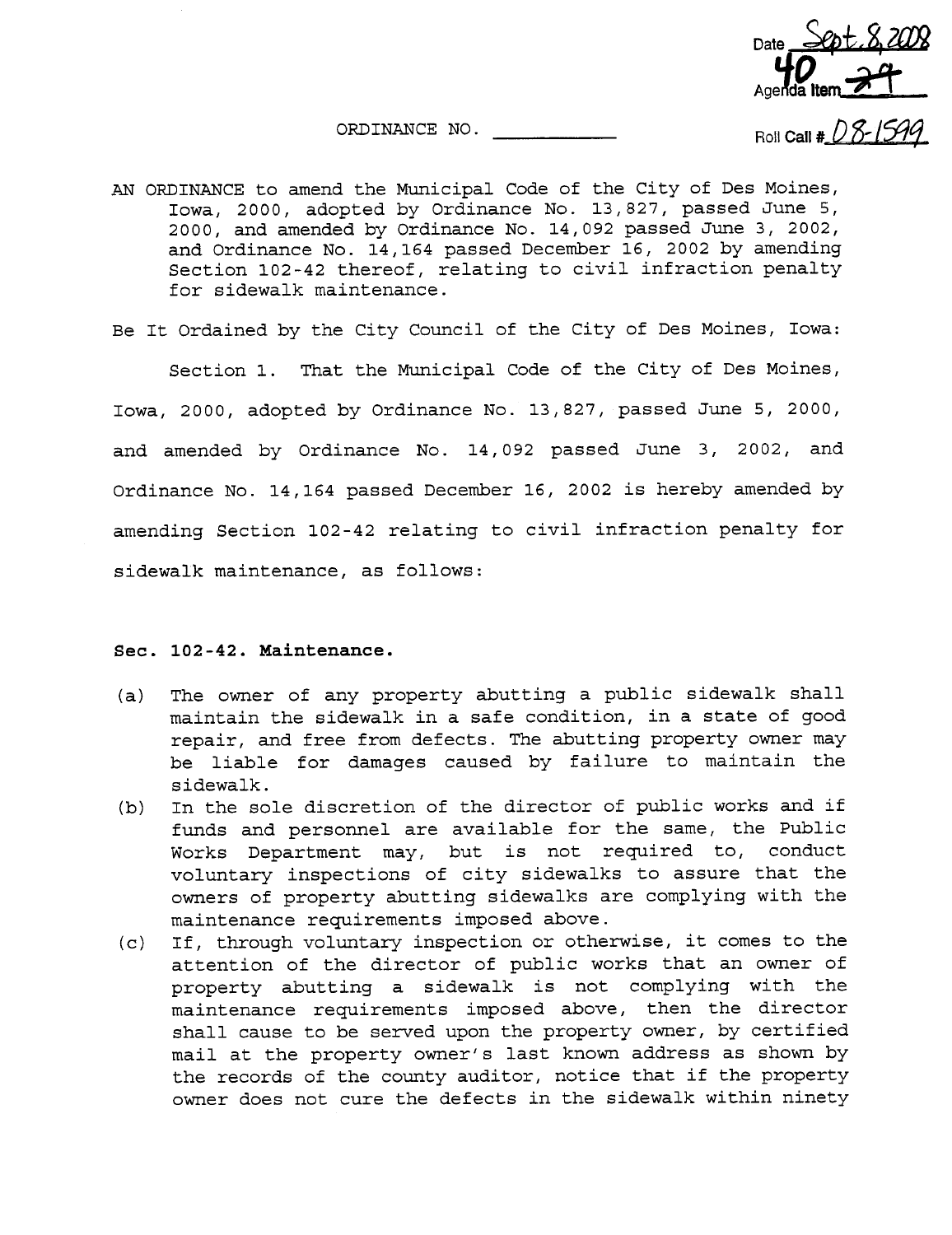Date Sept. 8, 2008
Agenda Item 40
Roll Call # 08-1599

ORDINANCE NO. \_\_\_\_\_\_\_\_\_\_

AN ORDINANCE to amend the Municipal Code of the City of Des Moines, Iowa, 2000, adopted by Ordinance No. 13,827, passed June 5, 2000, and amended by Ordinance No. 14,092 passed June 3, 2002, and Ordinance No. 14,164 passed December 16, 2002 by amending Section 102-42 thereof, relating to civil infraction penalty for sidewalk maintenance.

Be It Ordained by the City Council of the City of Des Moines, Iowa:

Section 1. That the Municipal Code of the City of Des Moines, Iowa, 2000, adopted by Ordinance No. 13,827, passed June 5, 2000, and amended by Ordinance No. 14,092 passed June 3, 2002, and Ordinance No. 14,164 passed December 16, 2002 is hereby amended by amending Section 102-42 relating to civil infraction penalty for sidewalk maintenance, as follows:

**Sec. 102-42. Maintenance.**

(a) The owner of any property abutting a public sidewalk shall maintain the sidewalk in a safe condition, in a state of good repair, and free from defects. The abutting property owner may be liable for damages caused by failure to maintain the sidewalk.

(b) In the sole discretion of the director of public works and if funds and personnel are available for the same, the Public Works Department may, but is not required to, conduct voluntary inspections of city sidewalks to assure that the owners of property abutting sidewalks are complying with the maintenance requirements imposed above.

(c) If, through voluntary inspection or otherwise, it comes to the attention of the director of public works that an owner of property abutting a sidewalk is not complying with the maintenance requirements imposed above, then the director shall cause to be served upon the property owner, by certified mail at the property owner's last known address as shown by the records of the county auditor, notice that if the property owner does not cure the defects in the sidewalk within ninety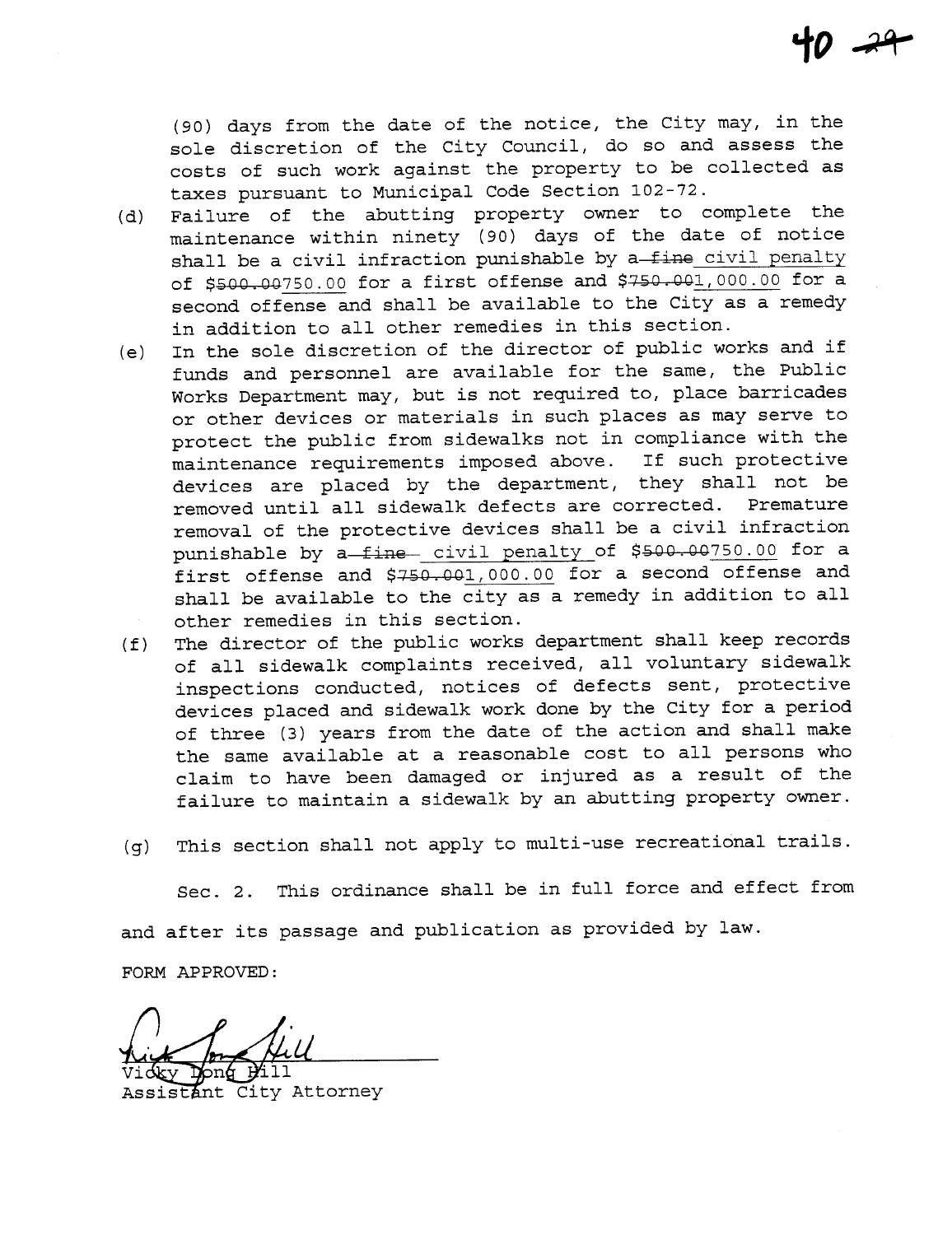(90) days from the date of the notice, the City may, in the sole discretion of the City Council, do so and assess the costs of such work against the property to be collected as taxes pursuant to Municipal Code Section 102-72.

(d) Failure of the abutting property owner to complete the maintenance within ninety (90) days of the date of notice shall be a civil infraction punishable by a ~~fine~~ civil penalty of $~~500.00~~750.00 for a first offense and $~~750.00~~1,000.00 for a second offense and shall be available to the City as a remedy in addition to all other remedies in this section.

(e) In the sole discretion of the director of public works and if funds and personnel are available for the same, the Public Works Department may, but is not required to, place barricades or other devices or materials in such places as may serve to protect the public from sidewalks not in compliance with the maintenance requirements imposed above. If such protective devices are placed by the department, they shall not be removed until all sidewalk defects are corrected. Premature removal of the protective devices shall be a civil infraction punishable by a ~~fine~~ civil penalty of $~~500.00~~750.00 for a first offense and $~~750.00~~1,000.00 for a second offense and shall be available to the city as a remedy in addition to all other remedies in this section.

(f) The director of the public works department shall keep records of all sidewalk complaints received, all voluntary sidewalk inspections conducted, notices of defects sent, protective devices placed and sidewalk work done by the City for a period of three (3) years from the date of the action and shall make the same available at a reasonable cost to all persons who claim to have been damaged or injured as a result of the failure to maintain a sidewalk by an abutting property owner.

(g) This section shall not apply to multi-use recreational trails.

Sec. 2. This ordinance shall be in full force and effect from and after its passage and publication as provided by law.

FORM APPROVED:

Vicky Long Hill
Assistant City Attorney